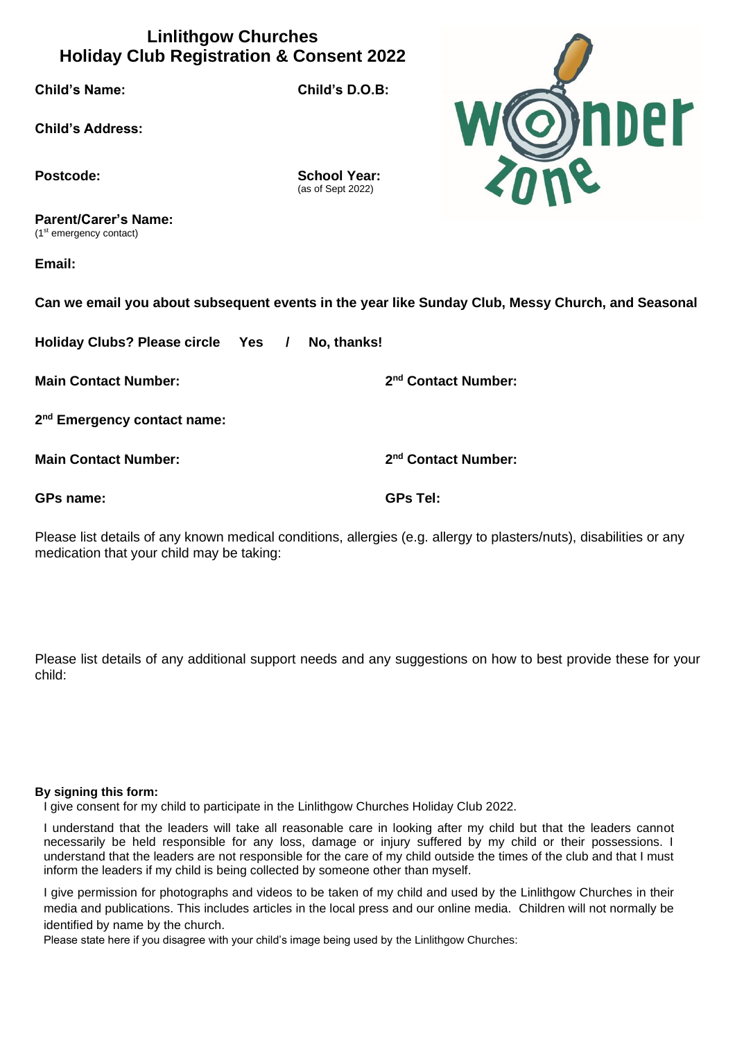# Linlithgow Churches
# Holiday Club Registration & Consent 2022

**Child's Name:**

**Child's D.O.B:**

**Child's Address:**

**Postcode:**

**School Year:**
(as of Sept 2022)

**Parent/Carer's Name:**
(1st emergency contact)

**Email:**

**Can we email you about subsequent events in the year like Sunday Club, Messy Church, and Seasonal Holiday Clubs? Please circle Yes / No, thanks!**

**Main Contact Number:**

**2nd Contact Number:**

**2nd Emergency contact name:**

**Main Contact Number:**

**2nd Contact Number:**

**GPs name:**

**GPs Tel:**

Please list details of any known medical conditions, allergies (e.g. allergy to plasters/nuts), disabilities or any medication that your child may be taking:

Please list details of any additional support needs and any suggestions on how to best provide these for your child:

**By signing this form:**

I give consent for my child to participate in the Linlithgow Churches Holiday Club 2022.

I understand that the leaders will take all reasonable care in looking after my child but that the leaders cannot necessarily be held responsible for any loss, damage or injury suffered by my child or their possessions. I understand that the leaders are not responsible for the care of my child outside the times of the club and that I must inform the leaders if my child is being collected by someone other than myself.

I give permission for photographs and videos to be taken of my child and used by the Linlithgow Churches in their media and publications. This includes articles in the local press and our online media. Children will not normally be identified by name by the church.

Please state here if you disagree with your child's image being used by the Linlithgow Churches: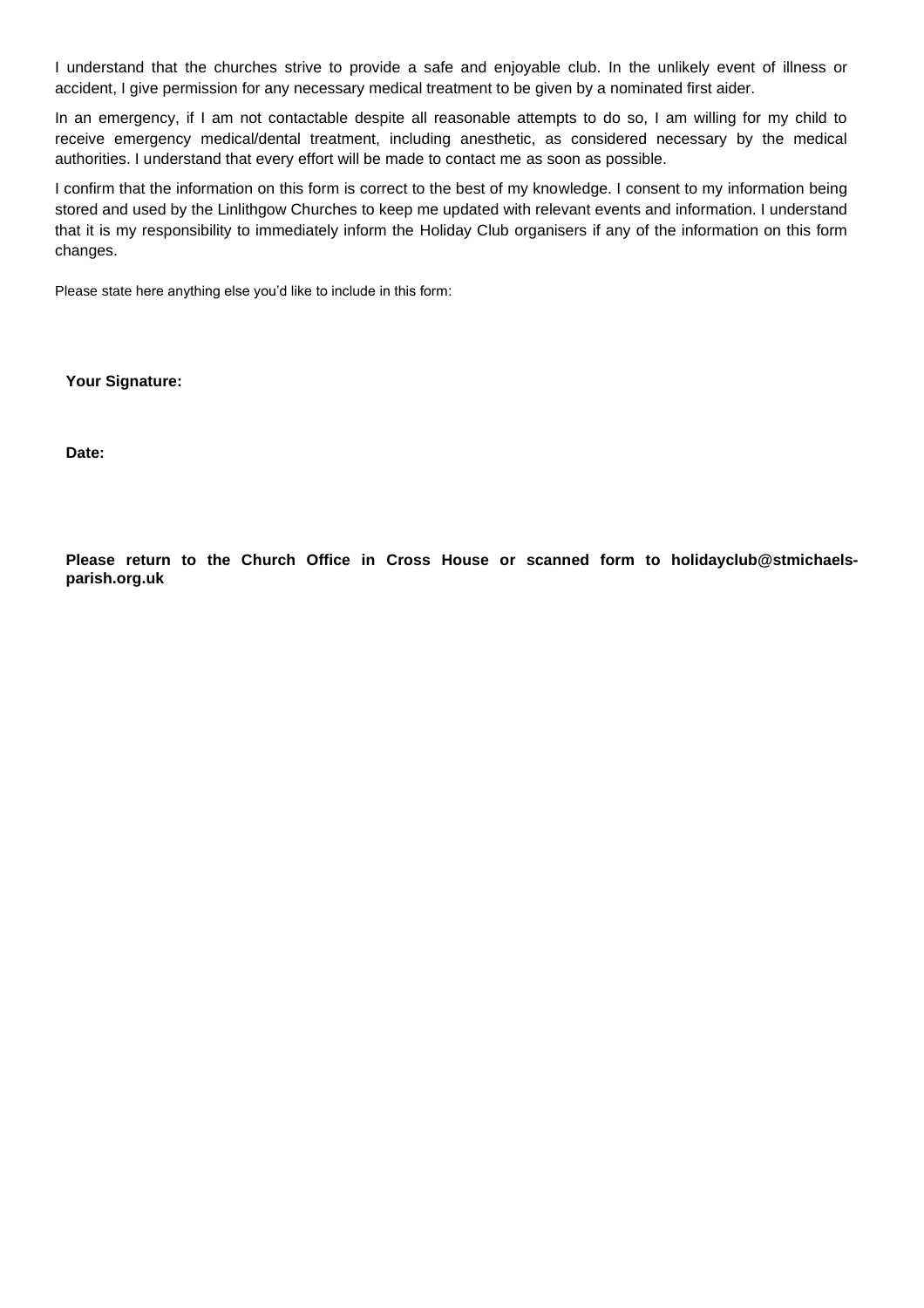I understand that the churches strive to provide a safe and enjoyable club. In the unlikely event of illness or accident, I give permission for any necessary medical treatment to be given by a nominated first aider.

In an emergency, if I am not contactable despite all reasonable attempts to do so, I am willing for my child to receive emergency medical/dental treatment, including anesthetic, as considered necessary by the medical authorities. I understand that every effort will be made to contact me as soon as possible.

I confirm that the information on this form is correct to the best of my knowledge. I consent to my information being stored and used by the Linlithgow Churches to keep me updated with relevant events and information. I understand that it is my responsibility to immediately inform the Holiday Club organisers if any of the information on this form changes.

Please state here anything else you'd like to include in this form:

**Your Signature:**

**Date:**

**Please return to the Church Office in Cross House or scanned form to holidayclub@stmichaels-parish.org.uk**